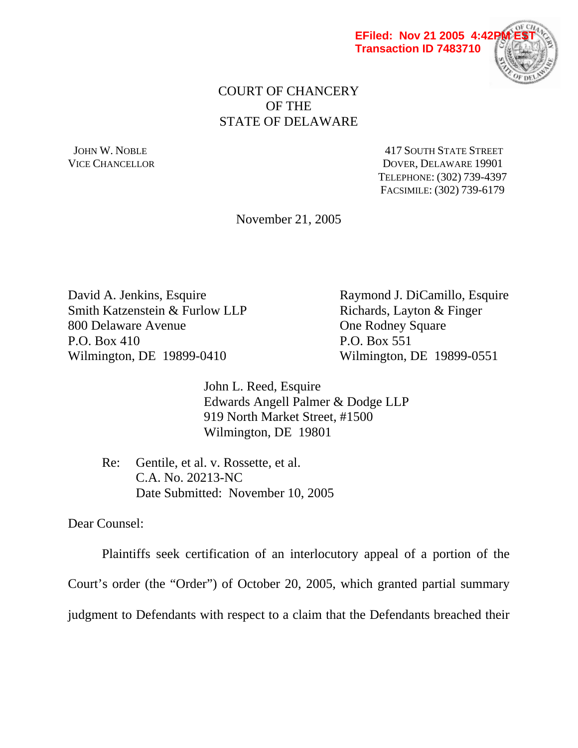EFiled: Nov 21 2005 4:42PM EST
Transaction ID 7483710

COURT OF CHANCERY
OF THE
STATE OF DELAWARE

JOHN W. NOBLE
VICE CHANCELLOR

417 SOUTH STATE STREET
DOVER, DELAWARE 19901
TELEPHONE: (302) 739-4397
FACSIMILE: (302) 739-6179

November 21, 2005

David A. Jenkins, Esquire
Smith Katzenstein & Furlow LLP
800 Delaware Avenue
P.O. Box 410
Wilmington, DE 19899-0410

Raymond J. DiCamillo, Esquire
Richards, Layton & Finger
One Rodney Square
P.O. Box 551
Wilmington, DE 19899-0551

John L. Reed, Esquire
Edwards Angell Palmer & Dodge LLP
919 North Market Street, #1500
Wilmington, DE 19801

Re: Gentile, et al. v. Rossette, et al.
C.A. No. 20213-NC
Date Submitted: November 10, 2005

Dear Counsel:

Plaintiffs seek certification of an interlocutory appeal of a portion of the Court's order (the "Order") of October 20, 2005, which granted partial summary judgment to Defendants with respect to a claim that the Defendants breached their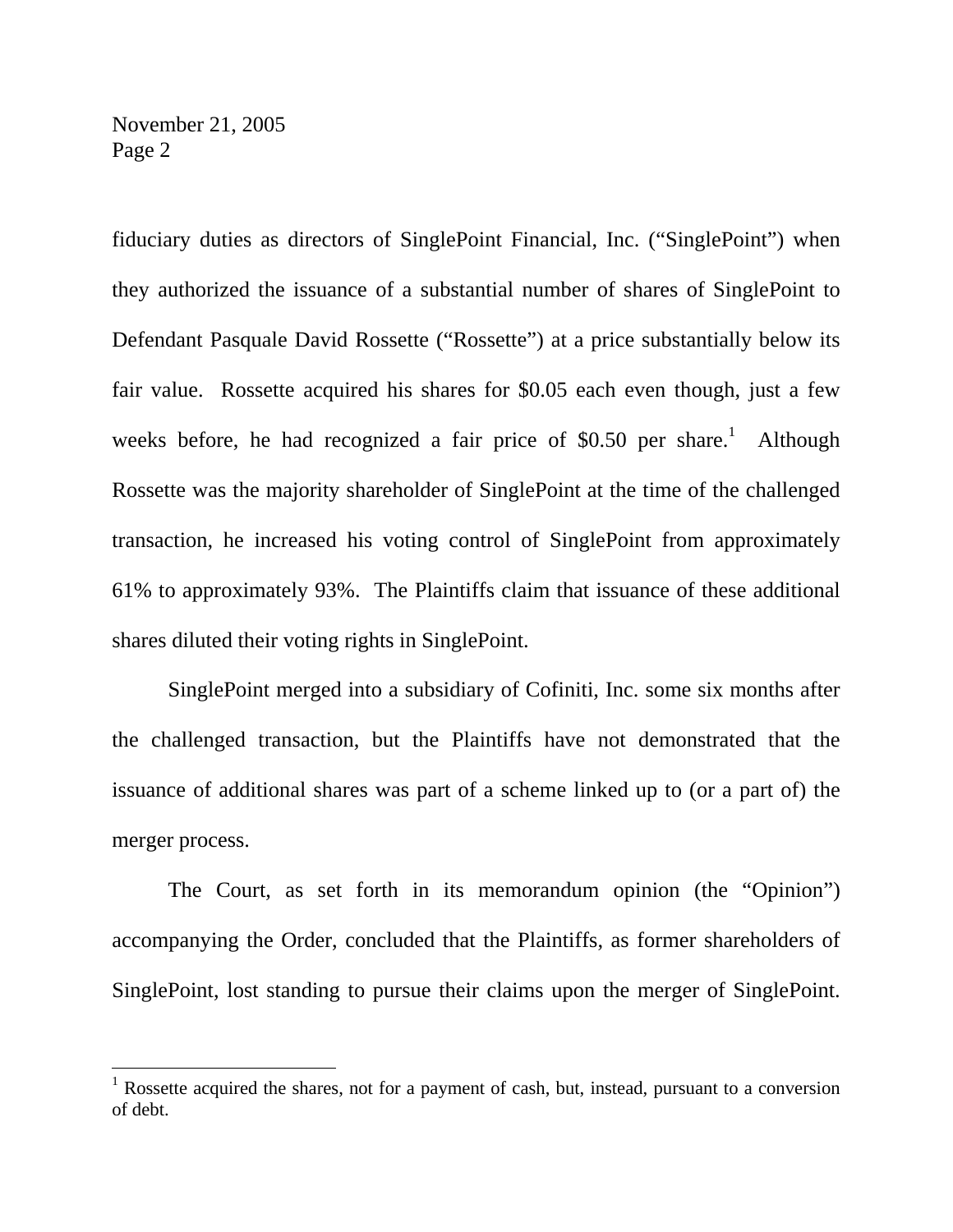fiduciary duties as directors of SinglePoint Financial, Inc. ("SinglePoint") when they authorized the issuance of a substantial number of shares of SinglePoint to Defendant Pasquale David Rossette ("Rossette") at a price substantially below its fair value. Rossette acquired his shares for $0.05 each even though, just a few weeks before, he had recognized a fair price of $0.50 per share.[1] Although Rossette was the majority shareholder of SinglePoint at the time of the challenged transaction, he increased his voting control of SinglePoint from approximately 61% to approximately 93%. The Plaintiffs claim that issuance of these additional shares diluted their voting rights in SinglePoint.

SinglePoint merged into a subsidiary of Cofiniti, Inc. some six months after the challenged transaction, but the Plaintiffs have not demonstrated that the issuance of additional shares was part of a scheme linked up to (or a part of) the merger process.

The Court, as set forth in its memorandum opinion (the "Opinion") accompanying the Order, concluded that the Plaintiffs, as former shareholders of SinglePoint, lost standing to pursue their claims upon the merger of SinglePoint.

---

[1] Rossette acquired the shares, not for a payment of cash, but, instead, pursuant to a conversion of debt.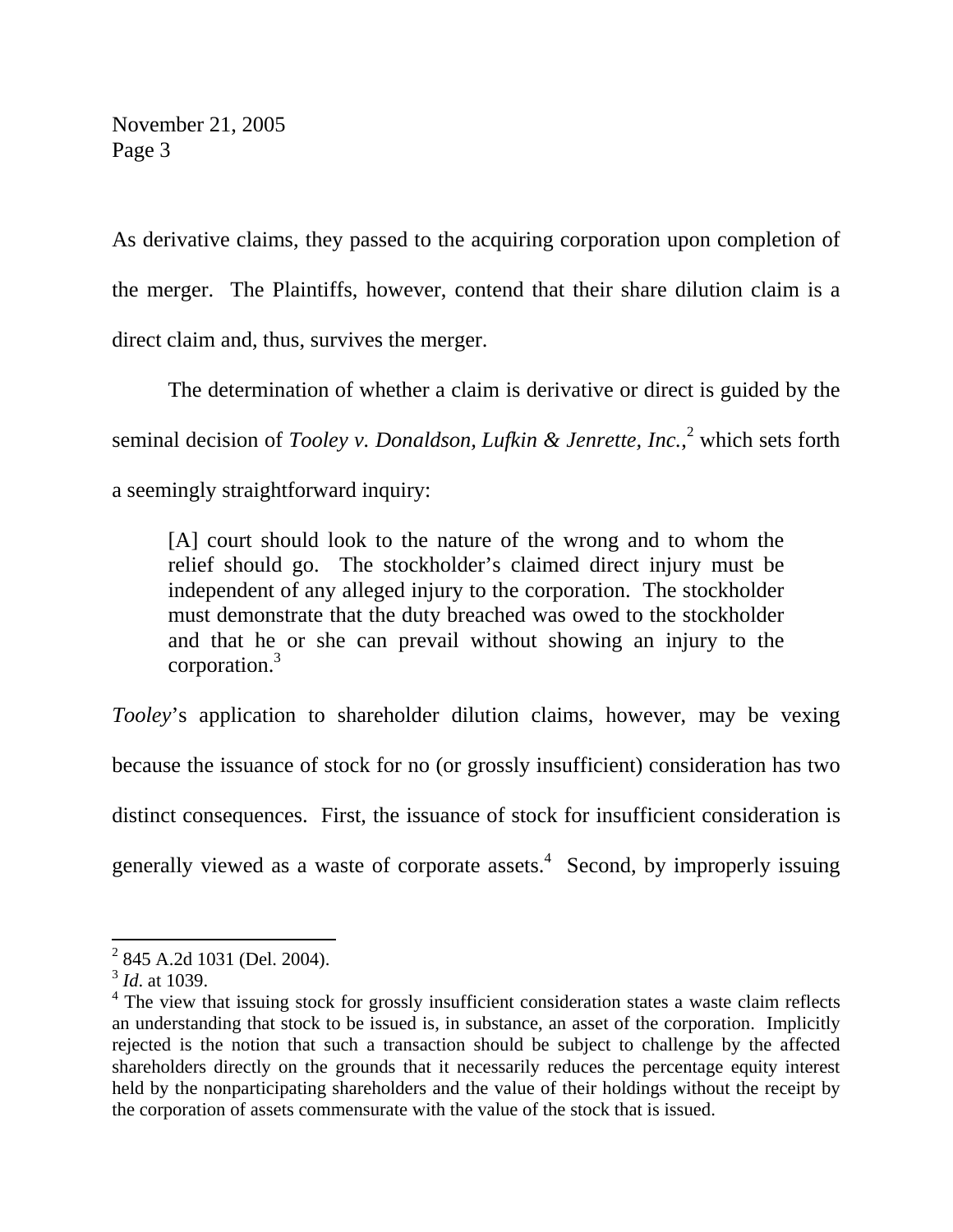As derivative claims, they passed to the acquiring corporation upon completion of the merger. The Plaintiffs, however, contend that their share dilution claim is a direct claim and, thus, survives the merger.

The determination of whether a claim is derivative or direct is guided by the seminal decision of *Tooley v. Donaldson, Lufkin & Jenrette, Inc.*,[2] which sets forth a seemingly straightforward inquiry:

> [A] court should look to the nature of the wrong and to whom the relief should go. The stockholder's claimed direct injury must be independent of any alleged injury to the corporation. The stockholder must demonstrate that the duty breached was owed to the stockholder and that he or she can prevail without showing an injury to the corporation.[3]

*Tooley*'s application to shareholder dilution claims, however, may be vexing because the issuance of stock for no (or grossly insufficient) consideration has two distinct consequences. First, the issuance of stock for insufficient consideration is generally viewed as a waste of corporate assets.[4] Second, by improperly issuing

---

[2] 845 A.2d 1031 (Del. 2004).

[3] *Id.* at 1039.

[4] The view that issuing stock for grossly insufficient consideration states a waste claim reflects an understanding that stock to be issued is, in substance, an asset of the corporation. Implicitly rejected is the notion that such a transaction should be subject to challenge by the affected shareholders directly on the grounds that it necessarily reduces the percentage equity interest held by the nonparticipating shareholders and the value of their holdings without the receipt by the corporation of assets commensurate with the value of the stock that is issued.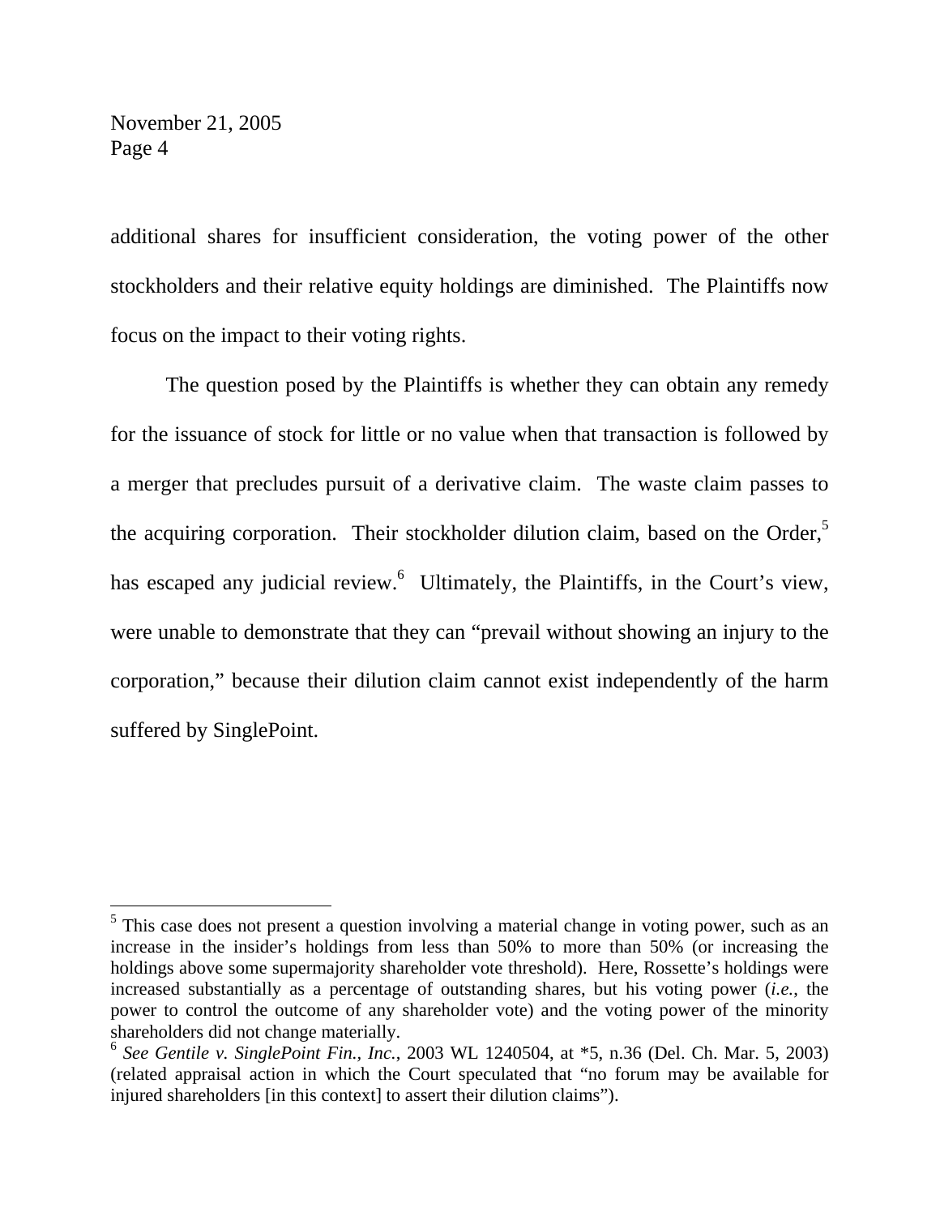additional shares for insufficient consideration, the voting power of the other stockholders and their relative equity holdings are diminished. The Plaintiffs now focus on the impact to their voting rights.

The question posed by the Plaintiffs is whether they can obtain any remedy for the issuance of stock for little or no value when that transaction is followed by a merger that precludes pursuit of a derivative claim. The waste claim passes to the acquiring corporation. Their stockholder dilution claim, based on the Order,[5] has escaped any judicial review.[6] Ultimately, the Plaintiffs, in the Court's view, were unable to demonstrate that they can "prevail without showing an injury to the corporation," because their dilution claim cannot exist independently of the harm suffered by SinglePoint.

---

[5] This case does not present a question involving a material change in voting power, such as an increase in the insider's holdings from less than 50% to more than 50% (or increasing the holdings above some supermajority shareholder vote threshold). Here, Rossette's holdings were increased substantially as a percentage of outstanding shares, but his voting power (*i.e.*, the power to control the outcome of any shareholder vote) and the voting power of the minority shareholders did not change materially.

[6] *See Gentile v. SinglePoint Fin., Inc.*, 2003 WL 1240504, at *5, n.36 (Del. Ch. Mar. 5, 2003) (related appraisal action in which the Court speculated that "no forum may be available for injured shareholders [in this context] to assert their dilution claims").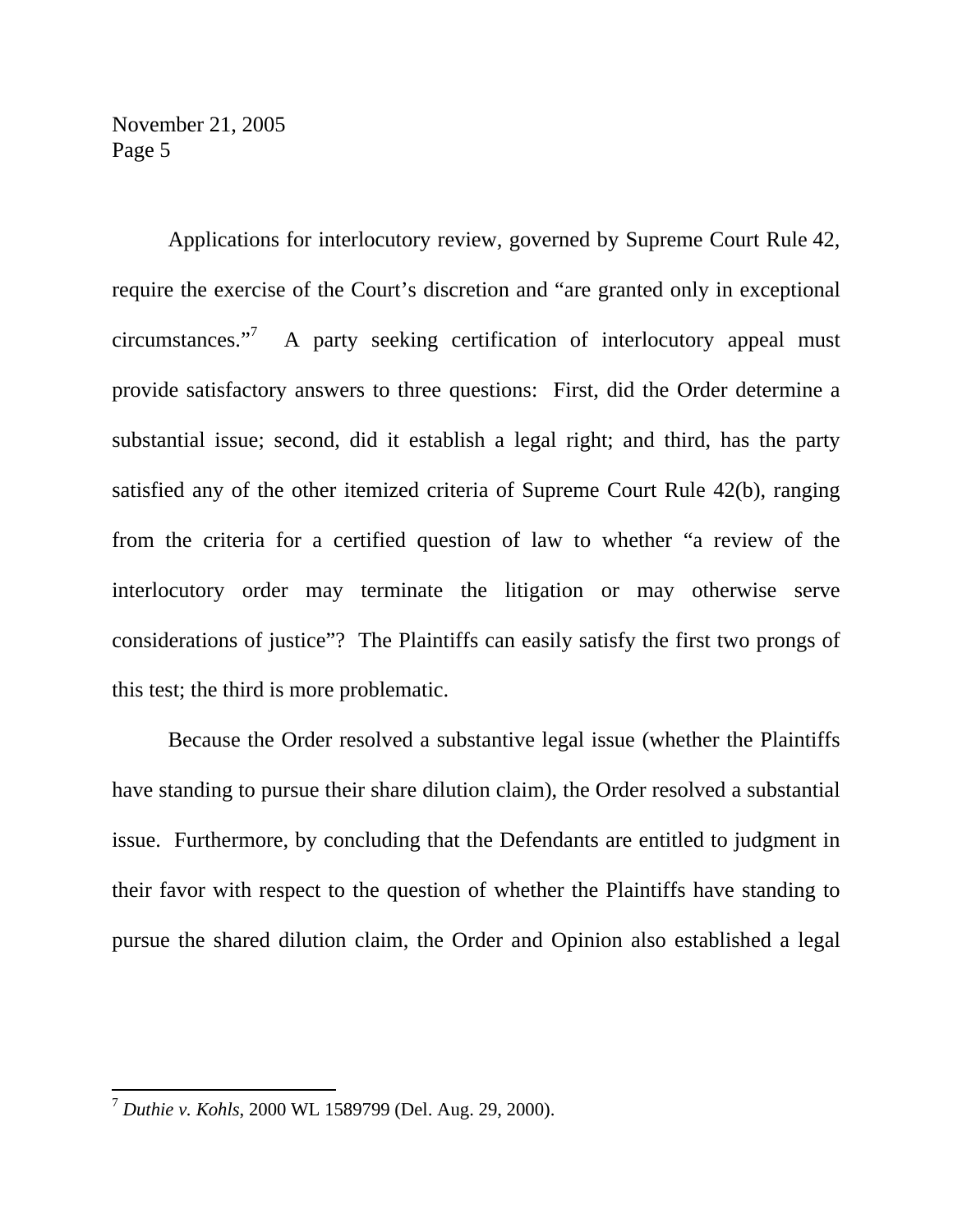Applications for interlocutory review, governed by Supreme Court Rule 42, require the exercise of the Court's discretion and "are granted only in exceptional circumstances."[7] A party seeking certification of interlocutory appeal must provide satisfactory answers to three questions: First, did the Order determine a substantial issue; second, did it establish a legal right; and third, has the party satisfied any of the other itemized criteria of Supreme Court Rule 42(b), ranging from the criteria for a certified question of law to whether "a review of the interlocutory order may terminate the litigation or may otherwise serve considerations of justice"? The Plaintiffs can easily satisfy the first two prongs of this test; the third is more problematic.

Because the Order resolved a substantive legal issue (whether the Plaintiffs have standing to pursue their share dilution claim), the Order resolved a substantial issue. Furthermore, by concluding that the Defendants are entitled to judgment in their favor with respect to the question of whether the Plaintiffs have standing to pursue the shared dilution claim, the Order and Opinion also established a legal

---

[7] *Duthie v. Kohls*, 2000 WL 1589799 (Del. Aug. 29, 2000).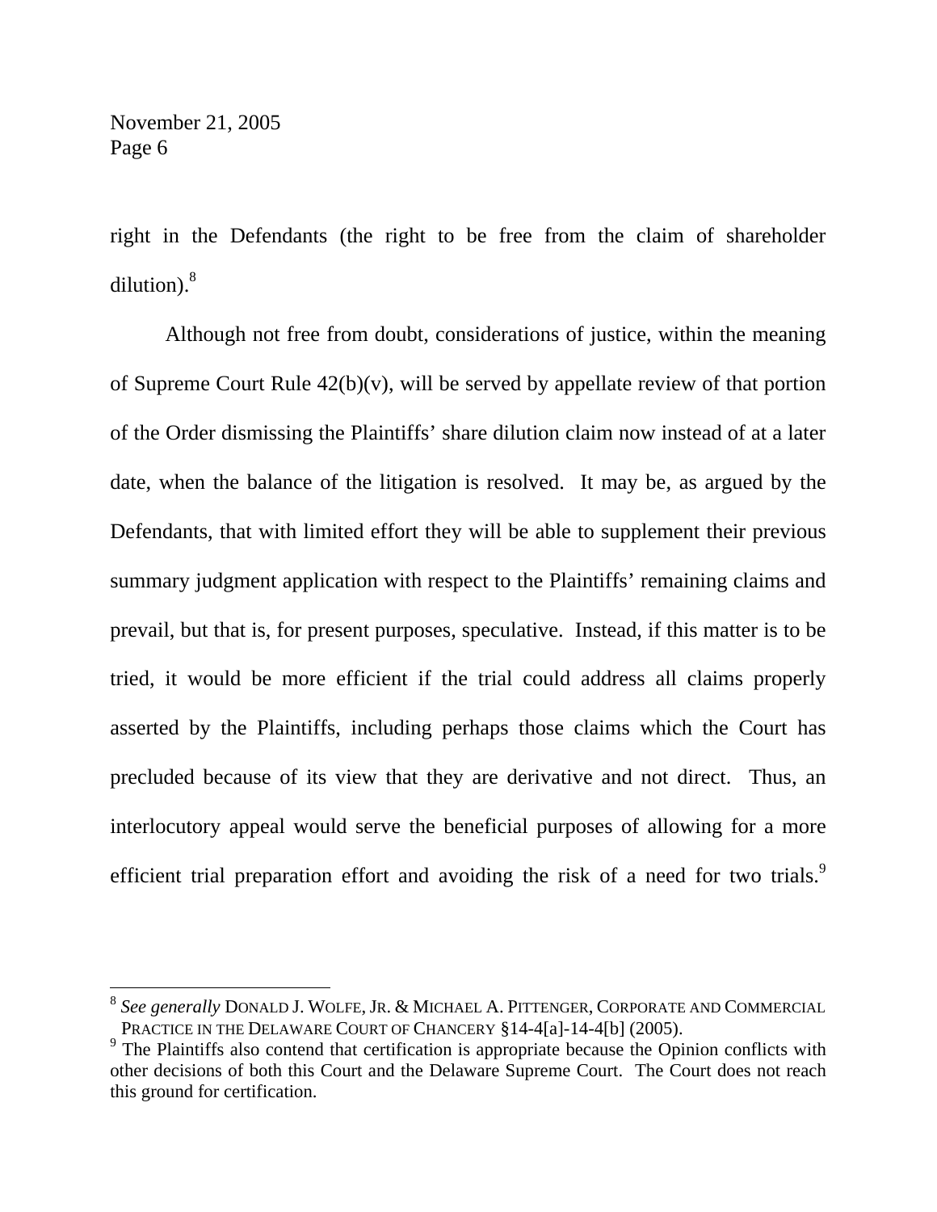right in the Defendants (the right to be free from the claim of shareholder dilution).[8]

Although not free from doubt, considerations of justice, within the meaning of Supreme Court Rule 42(b)(v), will be served by appellate review of that portion of the Order dismissing the Plaintiffs' share dilution claim now instead of at a later date, when the balance of the litigation is resolved. It may be, as argued by the Defendants, that with limited effort they will be able to supplement their previous summary judgment application with respect to the Plaintiffs' remaining claims and prevail, but that is, for present purposes, speculative. Instead, if this matter is to be tried, it would be more efficient if the trial could address all claims properly asserted by the Plaintiffs, including perhaps those claims which the Court has precluded because of its view that they are derivative and not direct. Thus, an interlocutory appeal would serve the beneficial purposes of allowing for a more efficient trial preparation effort and avoiding the risk of a need for two trials.[9]

---

[8] *See generally* DONALD J. WOLFE, JR. & MICHAEL A. PITTENGER, CORPORATE AND COMMERCIAL PRACTICE IN THE DELAWARE COURT OF CHANCERY §14-4[a]-14-4[b] (2005).

[9] The Plaintiffs also contend that certification is appropriate because the Opinion conflicts with other decisions of both this Court and the Delaware Supreme Court. The Court does not reach this ground for certification.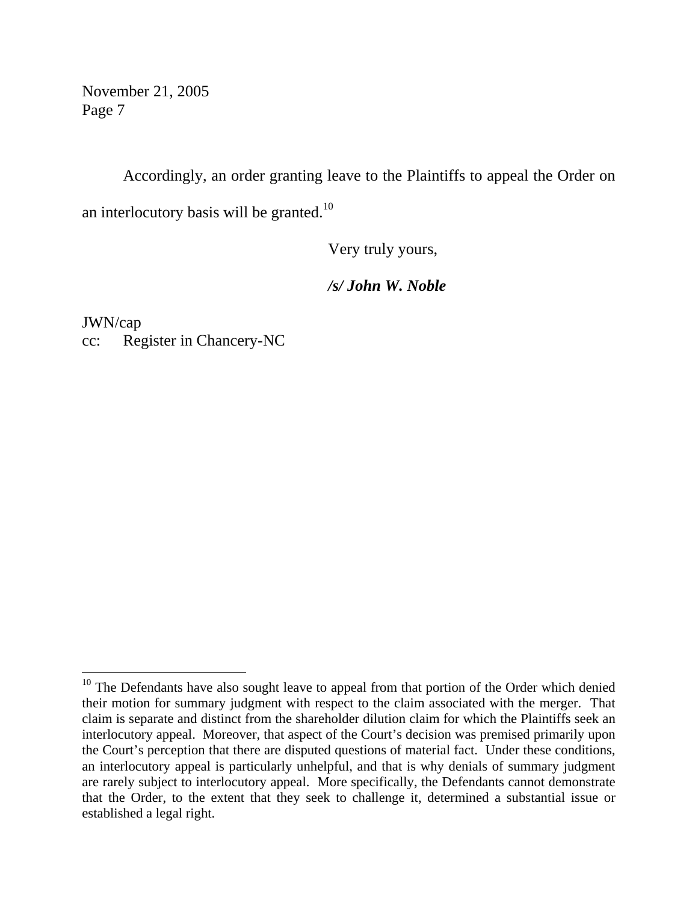November 21, 2005

Accordingly, an order granting leave to the Plaintiffs to appeal the Order on an interlocutory basis will be granted.[10]

Very truly yours,

***/s/ John W. Noble***

JWN/cap
cc: Register in Chancery-NC

---

[10] The Defendants have also sought leave to appeal from that portion of the Order which denied their motion for summary judgment with respect to the claim associated with the merger. That claim is separate and distinct from the shareholder dilution claim for which the Plaintiffs seek an interlocutory appeal. Moreover, that aspect of the Court's decision was premised primarily upon the Court's perception that there are disputed questions of material fact. Under these conditions, an interlocutory appeal is particularly unhelpful, and that is why denials of summary judgment are rarely subject to interlocutory appeal. More specifically, the Defendants cannot demonstrate that the Order, to the extent that they seek to challenge it, determined a substantial issue or established a legal right.